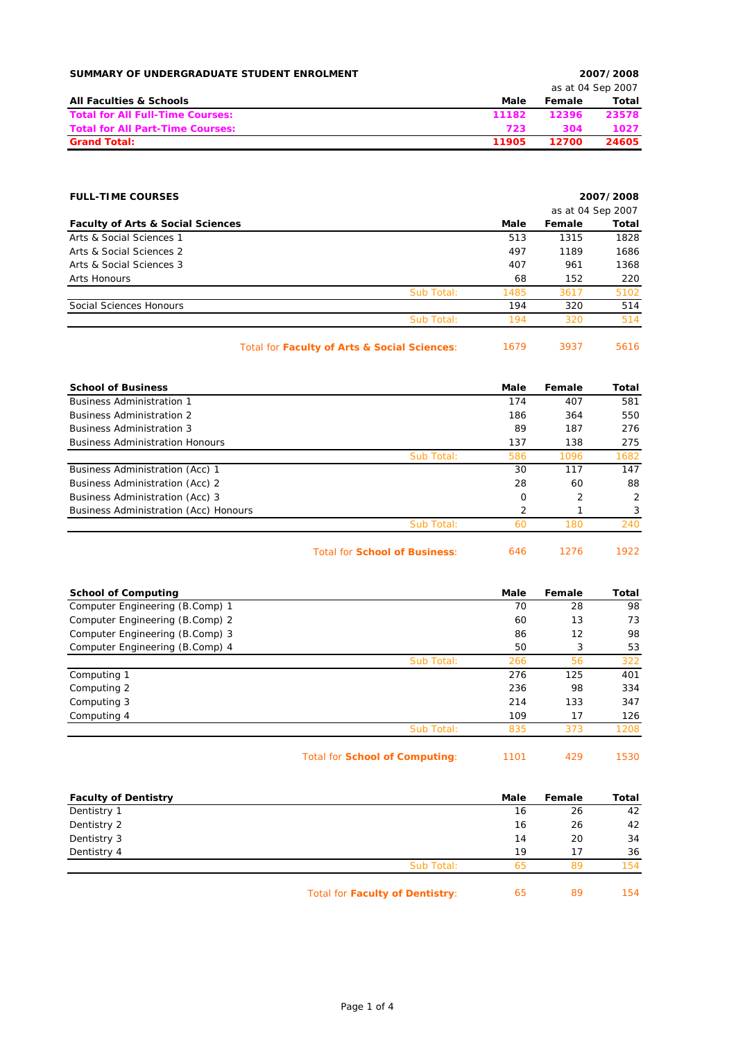## SUMMARY OF UNDERGRADUATE STUDENT ENROLMENT

**2007/2008**

as at 04 Sep 2007

| All Faculties & Schools | Male | Female | Total |
|---|---|---|---|
| **Total for All Full-Time Courses:** | **11182** | **12396** | **23578** |
| **Total for All Part-Time Courses:** | **723** | **304** | **1027** |
| **Grand Total:** | **11905** | **12700** | **24605** |

## FULL-TIME COURSES

**2007/2008**

as at 04 Sep 2007

| Faculty of Arts & Social Sciences | | Male | Female | Total |
|---|---|---|---|---|
| Arts & Social Sciences 1 | | 513 | 1315 | 1828 |
| Arts & Social Sciences 2 | | 497 | 1189 | 1686 |
| Arts & Social Sciences 3 | | 407 | 961 | 1368 |
| Arts Honours | | 68 | 152 | 220 |
| | Sub Total: | 1485 | 3617 | 5102 |
| Social Sciences Honours | | 194 | 320 | 514 |
| | Sub Total: | 194 | 320 | 514 |
| | Total for **Faculty of Arts & Social Sciences**: | 1679 | 3937 | 5616 |

| School of Business | | Male | Female | Total |
|---|---|---|---|---|
| Business Administration 1 | | 174 | 407 | 581 |
| Business Administration 2 | | 186 | 364 | 550 |
| Business Administration 3 | | 89 | 187 | 276 |
| Business Administration Honours | | 137 | 138 | 275 |
| | Sub Total: | 586 | 1096 | 1682 |
| Business Administration (Acc) 1 | | 30 | 117 | 147 |
| Business Administration (Acc) 2 | | 28 | 60 | 88 |
| Business Administration (Acc) 3 | | 0 | 2 | 2 |
| Business Administration (Acc) Honours | | 2 | 1 | 3 |
| | Sub Total: | 60 | 180 | 240 |
| | Total for **School of Business**: | 646 | 1276 | 1922 |

| School of Computing | | Male | Female | Total |
|---|---|---|---|---|
| Computer Engineering (B.Comp) 1 | | 70 | 28 | 98 |
| Computer Engineering (B.Comp) 2 | | 60 | 13 | 73 |
| Computer Engineering (B.Comp) 3 | | 86 | 12 | 98 |
| Computer Engineering (B.Comp) 4 | | 50 | 3 | 53 |
| | Sub Total: | 266 | 56 | 322 |
| Computing 1 | | 276 | 125 | 401 |
| Computing 2 | | 236 | 98 | 334 |
| Computing 3 | | 214 | 133 | 347 |
| Computing 4 | | 109 | 17 | 126 |
| | Sub Total: | 835 | 373 | 1208 |
| | Total for **School of Computing**: | 1101 | 429 | 1530 |

| Faculty of Dentistry | | Male | Female | Total |
|---|---|---|---|---|
| Dentistry 1 | | 16 | 26 | 42 |
| Dentistry 2 | | 16 | 26 | 42 |
| Dentistry 3 | | 14 | 20 | 34 |
| Dentistry 4 | | 19 | 17 | 36 |
| | Sub Total: | 65 | 89 | 154 |
| | Total for **Faculty of Dentistry**: | 65 | 89 | 154 |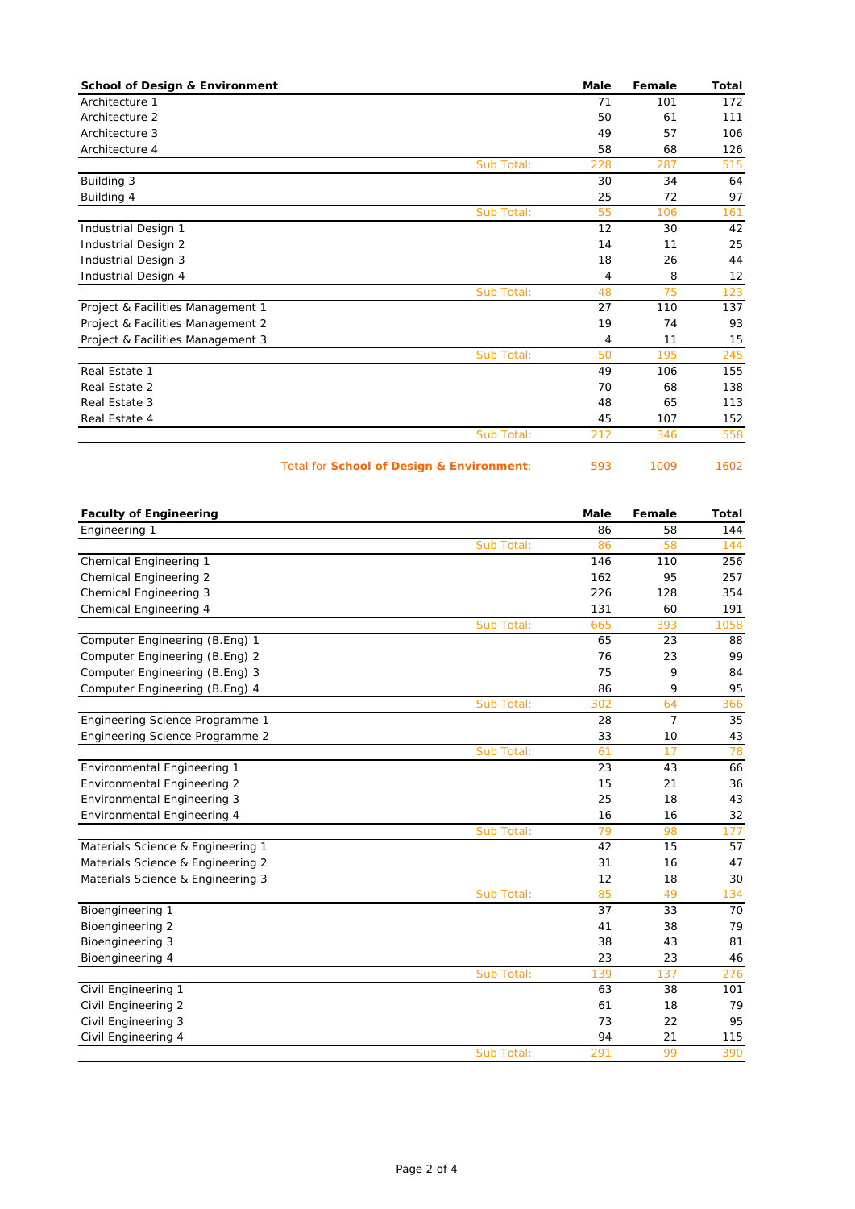| School of Design & Environment | | Male | Female | Total |
|---|---|---|---|---|
| Architecture 1 | | 71 | 101 | 172 |
| Architecture 2 | | 50 | 61 | 111 |
| Architecture 3 | | 49 | 57 | 106 |
| Architecture 4 | | 58 | 68 | 126 |
| | Sub Total: | 228 | 287 | 515 |
| Building 3 | | 30 | 34 | 64 |
| Building 4 | | 25 | 72 | 97 |
| | Sub Total: | 55 | 106 | 161 |
| Industrial Design 1 | | 12 | 30 | 42 |
| Industrial Design 2 | | 14 | 11 | 25 |
| Industrial Design 3 | | 18 | 26 | 44 |
| Industrial Design 4 | | 4 | 8 | 12 |
| | Sub Total: | 48 | 75 | 123 |
| Project & Facilities Management 1 | | 27 | 110 | 137 |
| Project & Facilities Management 2 | | 19 | 74 | 93 |
| Project & Facilities Management 3 | | 4 | 11 | 15 |
| | Sub Total: | 50 | 195 | 245 |
| Real Estate 1 | | 49 | 106 | 155 |
| Real Estate 2 | | 70 | 68 | 138 |
| Real Estate 3 | | 48 | 65 | 113 |
| Real Estate 4 | | 45 | 107 | 152 |
| | Sub Total: | 212 | 346 | 558 |
| | Total for **School of Design & Environment**: | 593 | 1009 | 1602 |

| Faculty of Engineering | | Male | Female | Total |
|---|---|---|---|---|
| Engineering 1 | | 86 | 58 | 144 |
| | Sub Total: | 86 | 58 | 144 |
| Chemical Engineering 1 | | 146 | 110 | 256 |
| Chemical Engineering 2 | | 162 | 95 | 257 |
| Chemical Engineering 3 | | 226 | 128 | 354 |
| Chemical Engineering 4 | | 131 | 60 | 191 |
| | Sub Total: | 665 | 393 | 1058 |
| Computer Engineering (B.Eng) 1 | | 65 | 23 | 88 |
| Computer Engineering (B.Eng) 2 | | 76 | 23 | 99 |
| Computer Engineering (B.Eng) 3 | | 75 | 9 | 84 |
| Computer Engineering (B.Eng) 4 | | 86 | 9 | 95 |
| | Sub Total: | 302 | 64 | 366 |
| Engineering Science Programme 1 | | 28 | 7 | 35 |
| Engineering Science Programme 2 | | 33 | 10 | 43 |
| | Sub Total: | 61 | 17 | 78 |
| Environmental Engineering 1 | | 23 | 43 | 66 |
| Environmental Engineering 2 | | 15 | 21 | 36 |
| Environmental Engineering 3 | | 25 | 18 | 43 |
| Environmental Engineering 4 | | 16 | 16 | 32 |
| | Sub Total: | 79 | 98 | 177 |
| Materials Science & Engineering 1 | | 42 | 15 | 57 |
| Materials Science & Engineering 2 | | 31 | 16 | 47 |
| Materials Science & Engineering 3 | | 12 | 18 | 30 |
| | Sub Total: | 85 | 49 | 134 |
| Bioengineering 1 | | 37 | 33 | 70 |
| Bioengineering 2 | | 41 | 38 | 79 |
| Bioengineering 3 | | 38 | 43 | 81 |
| Bioengineering 4 | | 23 | 23 | 46 |
| | Sub Total: | 139 | 137 | 276 |
| Civil Engineering 1 | | 63 | 38 | 101 |
| Civil Engineering 2 | | 61 | 18 | 79 |
| Civil Engineering 3 | | 73 | 22 | 95 |
| Civil Engineering 4 | | 94 | 21 | 115 |
| | Sub Total: | 291 | 99 | 390 |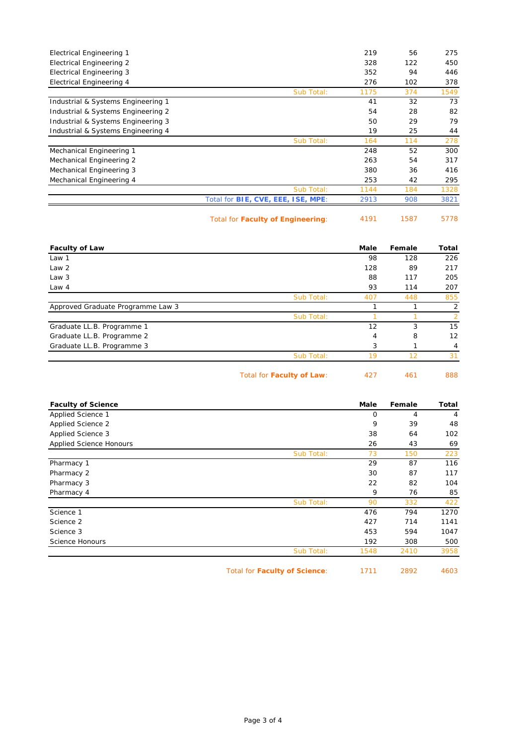| | Male | Female | Total |
|---|---|---|---|
| Electrical Engineering 1 | 219 | 56 | 275 |
| Electrical Engineering 2 | 328 | 122 | 450 |
| Electrical Engineering 3 | 352 | 94 | 446 |
| Electrical Engineering 4 | 276 | 102 | 378 |
| Sub Total: | 1175 | 374 | 1549 |
| Industrial & Systems Engineering 1 | 41 | 32 | 73 |
| Industrial & Systems Engineering 2 | 54 | 28 | 82 |
| Industrial & Systems Engineering 3 | 50 | 29 | 79 |
| Industrial & Systems Engineering 4 | 19 | 25 | 44 |
| Sub Total: | 164 | 114 | 278 |
| Mechanical Engineering 1 | 248 | 52 | 300 |
| Mechanical Engineering 2 | 263 | 54 | 317 |
| Mechanical Engineering 3 | 380 | 36 | 416 |
| Mechanical Engineering 4 | 253 | 42 | 295 |
| Sub Total: | 1144 | 184 | 1328 |
| Total for **BIE, CVE, EEE, ISE, MPE**: | 2913 | 908 | 3821 |
| Total for **Faculty of Engineering**: | 4191 | 1587 | 5778 |

| **Faculty of Law** | **Male** | **Female** | **Total** |
|---|---|---|---|
| Law 1 | 98 | 128 | 226 |
| Law 2 | 128 | 89 | 217 |
| Law 3 | 88 | 117 | 205 |
| Law 4 | 93 | 114 | 207 |
| Sub Total: | 407 | 448 | 855 |
| Approved Graduate Programme Law 3 | 1 | 1 | 2 |
| Sub Total: | 1 | 1 | 2 |
| Graduate LL.B. Programme 1 | 12 | 3 | 15 |
| Graduate LL.B. Programme 2 | 4 | 8 | 12 |
| Graduate LL.B. Programme 3 | 3 | 1 | 4 |
| Sub Total: | 19 | 12 | 31 |
| Total for **Faculty of Law**: | 427 | 461 | 888 |

| **Faculty of Science** | **Male** | **Female** | **Total** |
|---|---|---|---|
| Applied Science 1 | 0 | 4 | 4 |
| Applied Science 2 | 9 | 39 | 48 |
| Applied Science 3 | 38 | 64 | 102 |
| Applied Science Honours | 26 | 43 | 69 |
| Sub Total: | 73 | 150 | 223 |
| Pharmacy 1 | 29 | 87 | 116 |
| Pharmacy 2 | 30 | 87 | 117 |
| Pharmacy 3 | 22 | 82 | 104 |
| Pharmacy 4 | 9 | 76 | 85 |
| Sub Total: | 90 | 332 | 422 |
| Science 1 | 476 | 794 | 1270 |
| Science 2 | 427 | 714 | 1141 |
| Science 3 | 453 | 594 | 1047 |
| Science Honours | 192 | 308 | 500 |
| Sub Total: | 1548 | 2410 | 3958 |
| Total for **Faculty of Science**: | 1711 | 2892 | 4603 |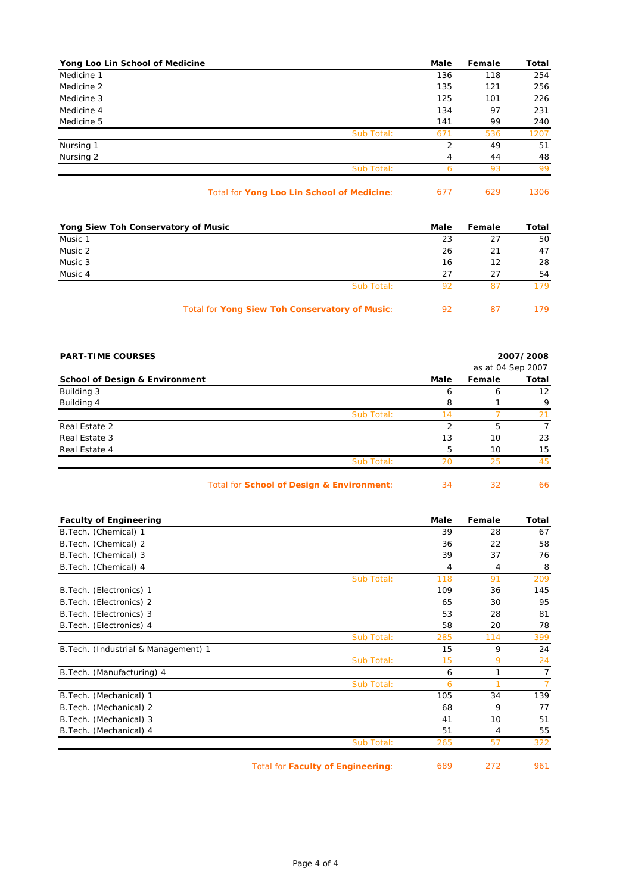| Yong Loo Lin School of Medicine | Male | Female | Total |
|---|---|---|---|
| Medicine 1 | 136 | 118 | 254 |
| Medicine 2 | 135 | 121 | 256 |
| Medicine 3 | 125 | 101 | 226 |
| Medicine 4 | 134 | 97 | 231 |
| Medicine 5 | 141 | 99 | 240 |
| Sub Total: | 671 | 536 | 1207 |
| Nursing 1 | 2 | 49 | 51 |
| Nursing 2 | 4 | 44 | 48 |
| Sub Total: | 6 | 93 | 99 |
| Total for **Yong Loo Lin School of Medicine**: | 677 | 629 | 1306 |

| Yong Siew Toh Conservatory of Music | Male | Female | Total |
|---|---|---|---|
| Music 1 | 23 | 27 | 50 |
| Music 2 | 26 | 21 | 47 |
| Music 3 | 16 | 12 | 28 |
| Music 4 | 27 | 27 | 54 |
| Sub Total: | 92 | 87 | 179 |
| Total for **Yong Siew Toh Conservatory of Music**: | 92 | 87 | 179 |

**PART-TIME COURSES**

**2007/2008**
as at 04 Sep 2007

| School of Design & Environment | Male | Female | Total |
|---|---|---|---|
| Building 3 | 6 | 6 | 12 |
| Building 4 | 8 | 1 | 9 |
| Sub Total: | 14 | 7 | 21 |
| Real Estate 2 | 2 | 5 | 7 |
| Real Estate 3 | 13 | 10 | 23 |
| Real Estate 4 | 5 | 10 | 15 |
| Sub Total: | 20 | 25 | 45 |
| Total for **School of Design & Environment**: | 34 | 32 | 66 |

| Faculty of Engineering | Male | Female | Total |
|---|---|---|---|
| B.Tech. (Chemical) 1 | 39 | 28 | 67 |
| B.Tech. (Chemical) 2 | 36 | 22 | 58 |
| B.Tech. (Chemical) 3 | 39 | 37 | 76 |
| B.Tech. (Chemical) 4 | 4 | 4 | 8 |
| Sub Total: | 118 | 91 | 209 |
| B.Tech. (Electronics) 1 | 109 | 36 | 145 |
| B.Tech. (Electronics) 2 | 65 | 30 | 95 |
| B.Tech. (Electronics) 3 | 53 | 28 | 81 |
| B.Tech. (Electronics) 4 | 58 | 20 | 78 |
| Sub Total: | 285 | 114 | 399 |
| B.Tech. (Industrial & Management) 1 | 15 | 9 | 24 |
| Sub Total: | 15 | 9 | 24 |
| B.Tech. (Manufacturing) 4 | 6 | 1 | 7 |
| Sub Total: | 6 | 1 | 7 |
| B.Tech. (Mechanical) 1 | 105 | 34 | 139 |
| B.Tech. (Mechanical) 2 | 68 | 9 | 77 |
| B.Tech. (Mechanical) 3 | 41 | 10 | 51 |
| B.Tech. (Mechanical) 4 | 51 | 4 | 55 |
| Sub Total: | 265 | 57 | 322 |
| Total for **Faculty of Engineering**: | 689 | 272 | 961 |